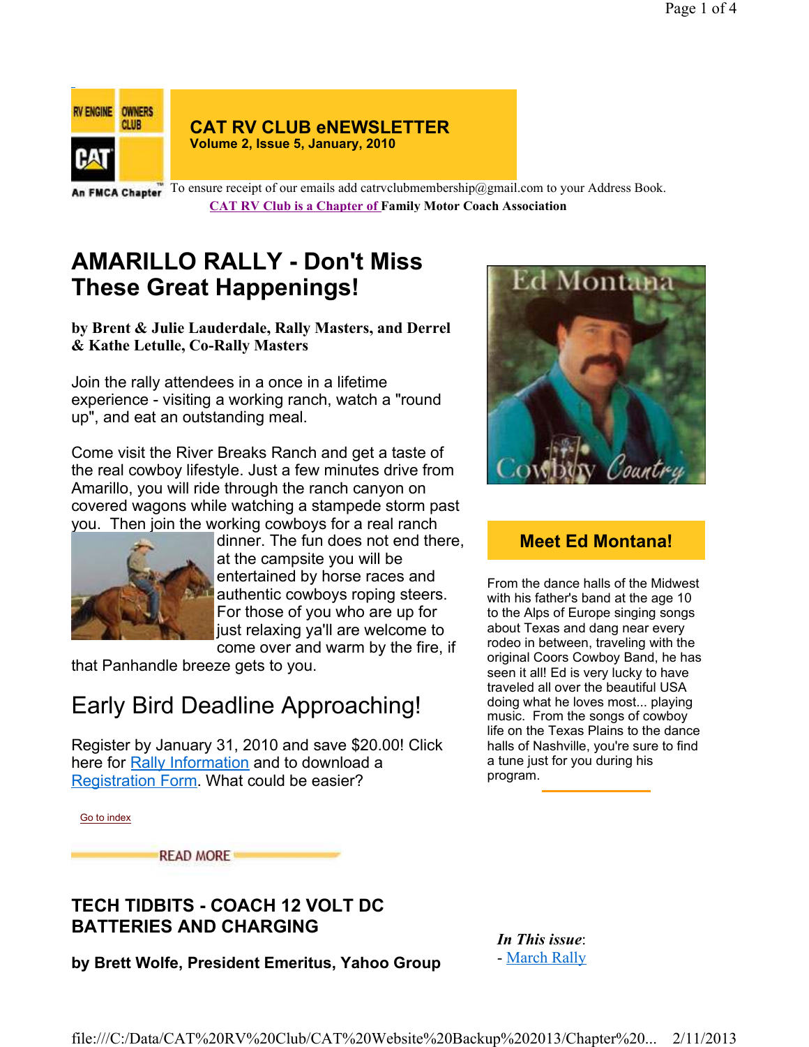# CAT RV CLUB eNEWSLETTER

**Volume 2, Issue 5, January, 2010**

To ensure receipt of our emails add catrvclubmembership@gmail.com to your Address Book.

**CAT RV Club is a Chapter of Family Motor Coach Association**

## AMARILLO RALLY - Don't Miss These Great Happenings!

**by Brent & Julie Lauderdale, Rally Masters, and Derrel & Kathe Letulle, Co-Rally Masters**

Join the rally attendees in a once in a lifetime experience - visiting a working ranch, watch a "round up", and eat an outstanding meal.

Come visit the River Breaks Ranch and get a taste of the real cowboy lifestyle. Just a few minutes drive from Amarillo, you will ride through the ranch canyon on covered wagons while watching a stampede storm past you. Then join the working cowboys for a real ranch dinner. The fun does not end there, at the campsite you will be entertained by horse races and authentic cowboys roping steers. For those of you who are up for just relaxing ya'll are welcome to come over and warm by the fire, if that Panhandle breeze gets to you.

## Early Bird Deadline Approaching!

Register by January 31, 2010 and save $20.00! Click here for Rally Information and to download a Registration Form. What could be easier?

Go to index

READ MORE

### Meet Ed Montana!

From the dance halls of the Midwest with his father's band at the age 10 to the Alps of Europe singing songs about Texas and dang near every rodeo in between, traveling with the original Coors Cowboy Band, he has seen it all! Ed is very lucky to have traveled all over the beautiful USA doing what he loves most... playing music. From the songs of cowboy life on the Texas Plains to the dance halls of Nashville, you're sure to find a tune just for you during his program.

## TECH TIDBITS - COACH 12 VOLT DC BATTERIES AND CHARGING

**by Brett Wolfe, President Emeritus, Yahoo Group**

***In This issue*:**
- March Rally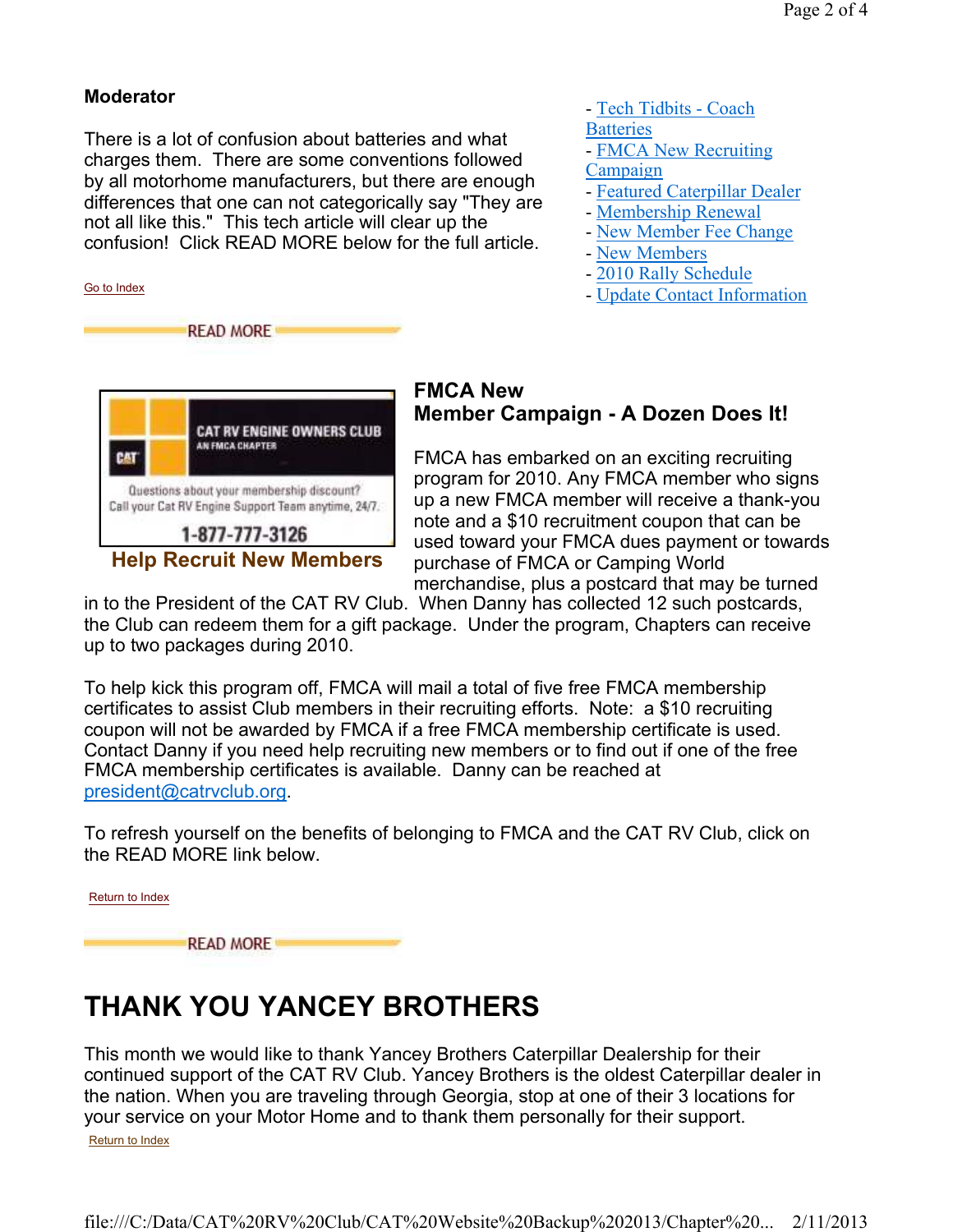**Moderator**

There is a lot of confusion about batteries and what charges them. There are some conventions followed by all motorhome manufacturers, but there are enough differences that one can not categorically say "They are not all like this." This tech article will clear up the confusion! Click READ MORE below for the full article.

- Tech Tidbits - Coach Batteries
- FMCA New Recruiting Campaign
- Featured Caterpillar Dealer
- Membership Renewal
- New Member Fee Change
- New Members
- 2010 Rally Schedule
- Update Contact Information

Go to Index

READ MORE

CAT RV ENGINE OWNERS CLUB
AN FMCA CHAPTER

Questions about your membership discount?
Call your Cat RV Engine Support Team anytime, 24/7.

1-877-777-3126

**Help Recruit New Members**

## FMCA New Member Campaign - A Dozen Does It!

FMCA has embarked on an exciting recruiting program for 2010. Any FMCA member who signs up a new FMCA member will receive a thank-you note and a $10 recruitment coupon that can be used toward your FMCA dues payment or towards purchase of FMCA or Camping World merchandise, plus a postcard that may be turned in to the President of the CAT RV Club. When Danny has collected 12 such postcards, the Club can redeem them for a gift package. Under the program, Chapters can receive up to two packages during 2010.

To help kick this program off, FMCA will mail a total of five free FMCA membership certificates to assist Club members in their recruiting efforts. Note: a $10 recruiting coupon will not be awarded by FMCA if a free FMCA membership certificate is used. Contact Danny if you need help recruiting new members or to find out if one of the free FMCA membership certificates is available. Danny can be reached at president@catrvclub.org.

To refresh yourself on the benefits of belonging to FMCA and the CAT RV Club, click on the READ MORE link below.

Return to Index

READ MORE

# THANK YOU YANCEY BROTHERS

This month we would like to thank Yancey Brothers Caterpillar Dealership for their continued support of the CAT RV Club. Yancey Brothers is the oldest Caterpillar dealer in the nation. When you are traveling through Georgia, stop at one of their 3 locations for your service on your Motor Home and to thank them personally for their support.

Return to Index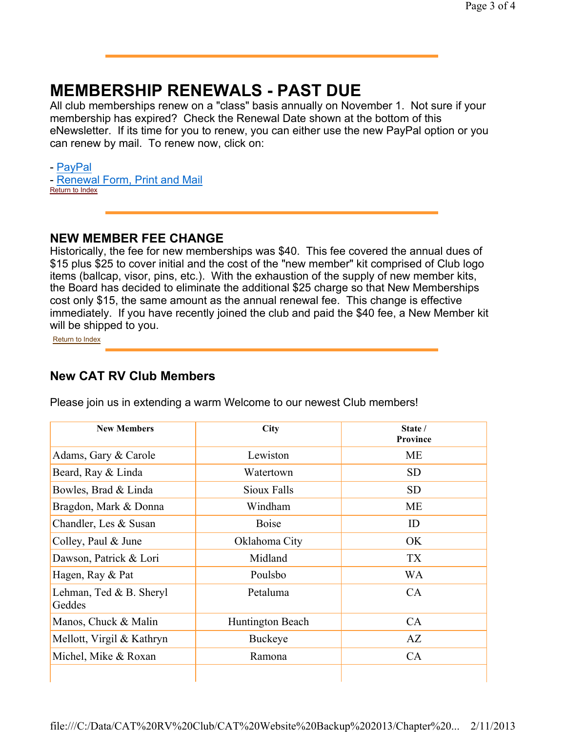# MEMBERSHIP RENEWALS - PAST DUE

All club memberships renew on a "class" basis annually on November 1. Not sure if your membership has expired? Check the Renewal Date shown at the bottom of this eNewsletter. If its time for you to renew, you can either use the new PayPal option or you can renew by mail. To renew now, click on:

- PayPal
- Renewal Form, Print and Mail

Return to Index

## NEW MEMBER FEE CHANGE

Historically, the fee for new memberships was $40. This fee covered the annual dues of $15 plus $25 to cover initial and the cost of the "new member" kit comprised of Club logo items (ballcap, visor, pins, etc.). With the exhaustion of the supply of new member kits, the Board has decided to eliminate the additional $25 charge so that New Memberships cost only $15, the same amount as the annual renewal fee. This change is effective immediately. If you have recently joined the club and paid the $40 fee, a New Member kit will be shipped to you.

Return to Index

## New CAT RV Club Members

Please join us in extending a warm Welcome to our newest Club members!

| New Members | City | State / Province |
|---|---|---|
| Adams, Gary & Carole | Lewiston | ME |
| Beard, Ray & Linda | Watertown | SD |
| Bowles, Brad & Linda | Sioux Falls | SD |
| Bragdon, Mark & Donna | Windham | ME |
| Chandler, Les & Susan | Boise | ID |
| Colley, Paul & June | Oklahoma City | OK |
| Dawson, Patrick & Lori | Midland | TX |
| Hagen, Ray & Pat | Poulsbo | WA |
| Lehman, Ted & B. Sheryl Geddes | Petaluma | CA |
| Manos, Chuck & Malin | Huntington Beach | CA |
| Mellott, Virgil & Kathryn | Buckeye | AZ |
| Michel, Mike & Roxan | Ramona | CA |
| | | |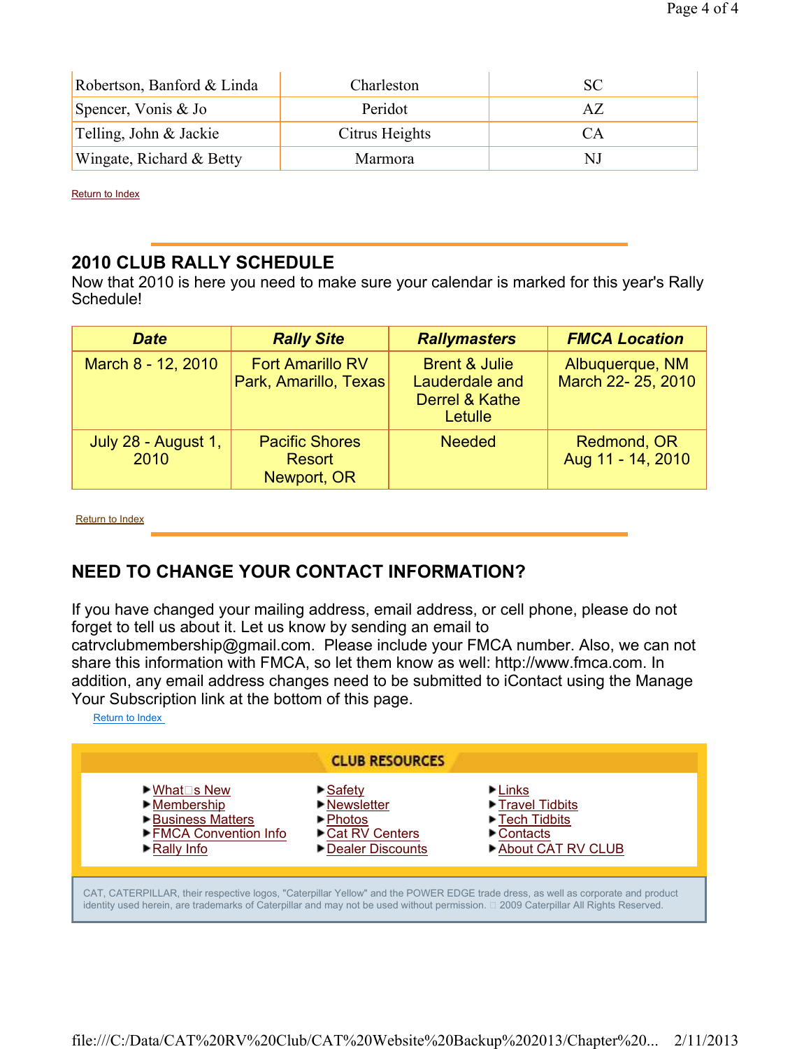| | | |
|---|---|---|
| Robertson, Banford & Linda | Charleston | SC |
| Spencer, Vonis & Jo | Peridot | AZ |
| Telling, John & Jackie | Citrus Heights | CA |
| Wingate, Richard & Betty | Marmora | NJ |

Return to Index

## 2010 CLUB RALLY SCHEDULE

Now that 2010 is here you need to make sure your calendar is marked for this year's Rally Schedule!

| *Date* | *Rally Site* | *Rallymasters* | *FMCA Location* |
|---|---|---|---|
| March 8 - 12, 2010 | Fort Amarillo RV Park, Amarillo, Texas | Brent & Julie Lauderdale and Derrel & Kathe Letulle | Albuquerque, NM March 22- 25, 2010 |
| July 28 - August 1, 2010 | Pacific Shores Resort Newport, OR | Needed | Redmond, OR Aug 11 - 14, 2010 |

Return to Index

## NEED TO CHANGE YOUR CONTACT INFORMATION?

If you have changed your mailing address, email address, or cell phone, please do not forget to tell us about it. Let us know by sending an email to catrvclubmembership@gmail.com. Please include your FMCA number. Also, we can not share this information with FMCA, so let them know as well: http://www.fmca.com. In addition, any email address changes need to be submitted to iContact using the Manage Your Subscription link at the bottom of this page.

Return to Index

### CLUB RESOURCES

- What□s New
- Membership
- Business Matters
- FMCA Convention Info
- Rally Info
- Safety
- Newsletter
- Photos
- Cat RV Centers
- Dealer Discounts
- Links
- Travel Tidbits
- Tech Tidbits
- Contacts
- About CAT RV CLUB

CAT, CATERPILLAR, their respective logos, "Caterpillar Yellow" and the POWER EDGE trade dress, as well as corporate and product identity used herein, are trademarks of Caterpillar and may not be used without permission. □ 2009 Caterpillar All Rights Reserved.